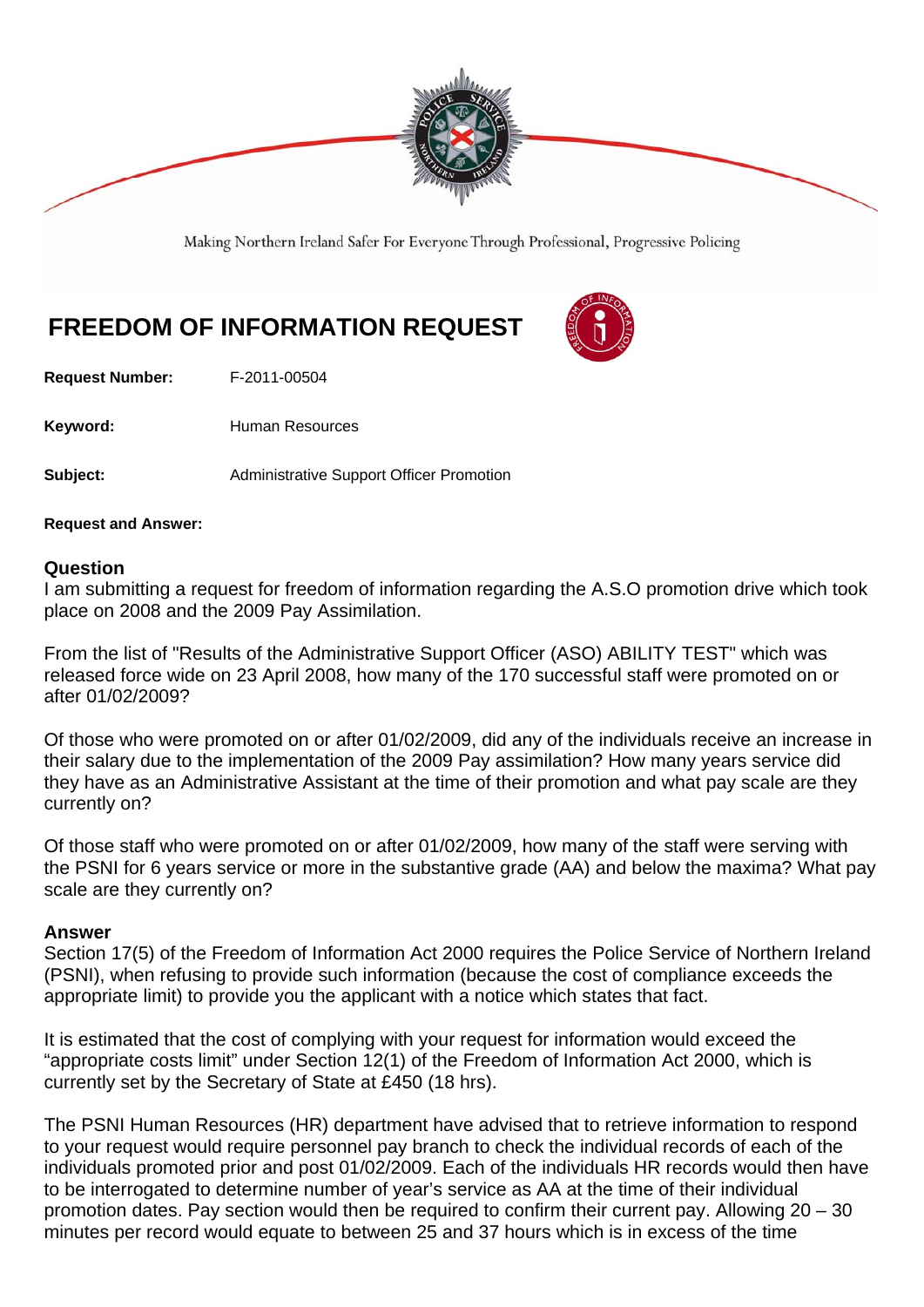Making Northern Ireland Safer For Everyone Through Professional, Progressive Policing

# FREEDOM OF INFORMATION REQUEST

**Request Number:** F-2011-00504

**Keyword:** Human Resources

**Subject:** Administrative Support Officer Promotion

**Request and Answer:**

## Question

I am submitting a request for freedom of information regarding the A.S.O promotion drive which took place on 2008 and the 2009 Pay Assimilation.

From the list of "Results of the Administrative Support Officer (ASO) ABILITY TEST" which was released force wide on 23 April 2008, how many of the 170 successful staff were promoted on or after 01/02/2009?

Of those who were promoted on or after 01/02/2009, did any of the individuals receive an increase in their salary due to the implementation of the 2009 Pay assimilation? How many years service did they have as an Administrative Assistant at the time of their promotion and what pay scale are they currently on?

Of those staff who were promoted on or after 01/02/2009, how many of the staff were serving with the PSNI for 6 years service or more in the substantive grade (AA) and below the maxima? What pay scale are they currently on?

## Answer

Section 17(5) of the Freedom of Information Act 2000 requires the Police Service of Northern Ireland (PSNI), when refusing to provide such information (because the cost of compliance exceeds the appropriate limit) to provide you the applicant with a notice which states that fact.

It is estimated that the cost of complying with your request for information would exceed the "appropriate costs limit" under Section 12(1) of the Freedom of Information Act 2000, which is currently set by the Secretary of State at £450 (18 hrs).

The PSNI Human Resources (HR) department have advised that to retrieve information to respond to your request would require personnel pay branch to check the individual records of each of the individuals promoted prior and post 01/02/2009. Each of the individuals HR records would then have to be interrogated to determine number of year's service as AA at the time of their individual promotion dates. Pay section would then be required to confirm their current pay. Allowing 20 – 30 minutes per record would equate to between 25 and 37 hours which is in excess of the time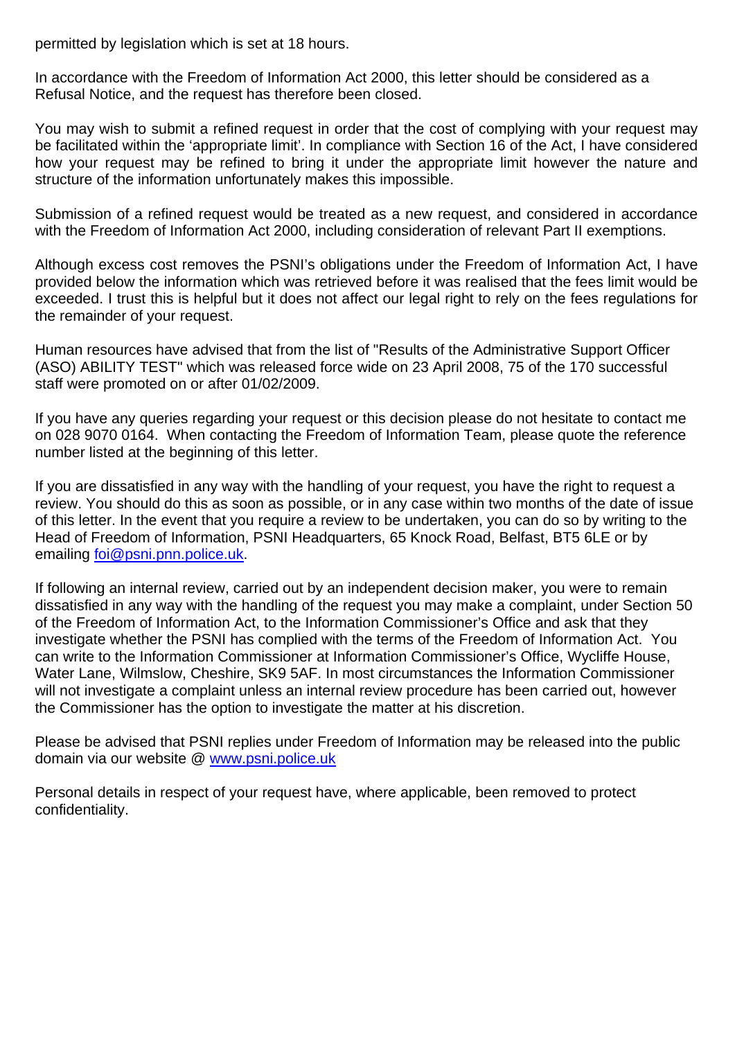permitted by legislation which is set at 18 hours.

In accordance with the Freedom of Information Act 2000, this letter should be considered as a Refusal Notice, and the request has therefore been closed.

You may wish to submit a refined request in order that the cost of complying with your request may be facilitated within the 'appropriate limit'. In compliance with Section 16 of the Act, I have considered how your request may be refined to bring it under the appropriate limit however the nature and structure of the information unfortunately makes this impossible.

Submission of a refined request would be treated as a new request, and considered in accordance with the Freedom of Information Act 2000, including consideration of relevant Part II exemptions.

Although excess cost removes the PSNI's obligations under the Freedom of Information Act, I have provided below the information which was retrieved before it was realised that the fees limit would be exceeded. I trust this is helpful but it does not affect our legal right to rely on the fees regulations for the remainder of your request.

Human resources have advised that from the list of "Results of the Administrative Support Officer (ASO) ABILITY TEST" which was released force wide on 23 April 2008, 75 of the 170 successful staff were promoted on or after 01/02/2009.

If you have any queries regarding your request or this decision please do not hesitate to contact me on 028 9070 0164. When contacting the Freedom of Information Team, please quote the reference number listed at the beginning of this letter.

If you are dissatisfied in any way with the handling of your request, you have the right to request a review. You should do this as soon as possible, or in any case within two months of the date of issue of this letter. In the event that you require a review to be undertaken, you can do so by writing to the Head of Freedom of Information, PSNI Headquarters, 65 Knock Road, Belfast, BT5 6LE or by emailing foi@psni.pnn.police.uk.

If following an internal review, carried out by an independent decision maker, you were to remain dissatisfied in any way with the handling of the request you may make a complaint, under Section 50 of the Freedom of Information Act, to the Information Commissioner's Office and ask that they investigate whether the PSNI has complied with the terms of the Freedom of Information Act. You can write to the Information Commissioner at Information Commissioner's Office, Wycliffe House, Water Lane, Wilmslow, Cheshire, SK9 5AF. In most circumstances the Information Commissioner will not investigate a complaint unless an internal review procedure has been carried out, however the Commissioner has the option to investigate the matter at his discretion.

Please be advised that PSNI replies under Freedom of Information may be released into the public domain via our website @ www.psni.police.uk

Personal details in respect of your request have, where applicable, been removed to protect confidentiality.